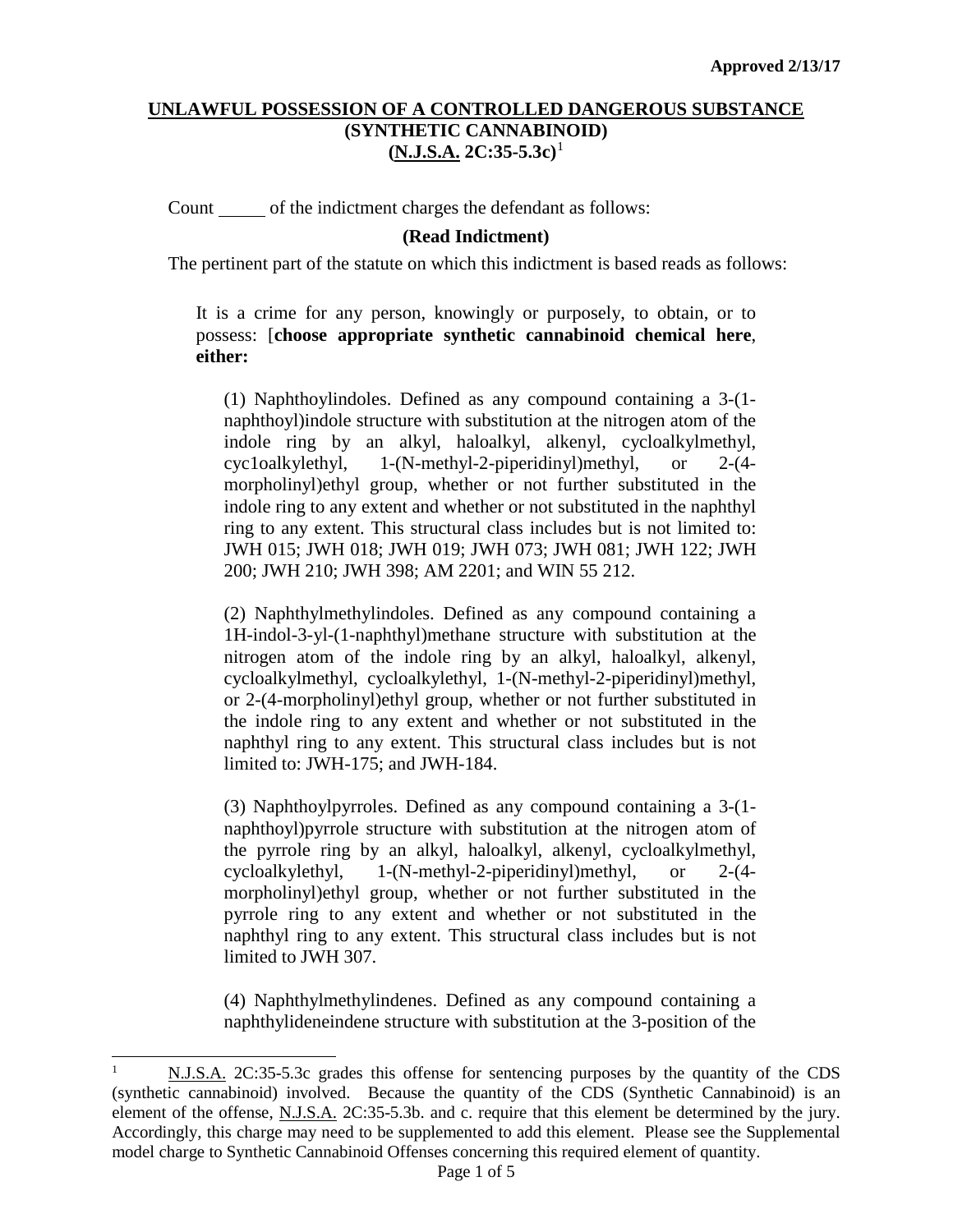**Approved 2/13/17**

## UNLAWFUL POSSESSION OF A CONTROLLED DANGEROUS SUBSTANCE (SYNTHETIC CANNABINOID) (N.J.S.A. 2C:35-5.3c)[1]

Count _____ of the indictment charges the defendant as follows:

**(Read Indictment)**

The pertinent part of the statute on which this indictment is based reads as follows:

> It is a crime for any person, knowingly or purposely, to obtain, or to possess: [**choose appropriate synthetic cannabinoid chemical here**, **either:**
>
> (1) Naphthoylindoles. Defined as any compound containing a 3-(1-naphthoyl)indole structure with substitution at the nitrogen atom of the indole ring by an alkyl, haloalkyl, alkenyl, cycloalkylmethyl, cyc1oalkylethyl, 1-(N-methyl-2-piperidinyl)methyl, or 2-(4-morpholinyl)ethyl group, whether or not further substituted in the indole ring to any extent and whether or not substituted in the naphthyl ring to any extent. This structural class includes but is not limited to: JWH 015; JWH 018; JWH 019; JWH 073; JWH 081; JWH 122; JWH 200; JWH 210; JWH 398; AM 2201; and WIN 55 212.
>
> (2) Naphthylmethylindoles. Defined as any compound containing a 1H-indol-3-yl-(1-naphthyl)methane structure with substitution at the nitrogen atom of the indole ring by an alkyl, haloalkyl, alkenyl, cycloalkylmethyl, cycloalkylethyl, 1-(N-methyl-2-piperidinyl)methyl, or 2-(4-morpholinyl)ethyl group, whether or not further substituted in the indole ring to any extent and whether or not substituted in the naphthyl ring to any extent. This structural class includes but is not limited to: JWH-175; and JWH-184.
>
> (3) Naphthoylpyrroles. Defined as any compound containing a 3-(1-naphthoyl)pyrrole structure with substitution at the nitrogen atom of the pyrrole ring by an alkyl, haloalkyl, alkenyl, cycloalkylmethyl, cycloalkylethyl, 1-(N-methyl-2-piperidinyl)methyl, or 2-(4-morpholinyl)ethyl group, whether or not further substituted in the pyrrole ring to any extent and whether or not substituted in the naphthyl ring to any extent. This structural class includes but is not limited to JWH 307.
>
> (4) Naphthylmethylindenes. Defined as any compound containing a naphthylideneindene structure with substitution at the 3-position of the

---

[1] N.J.S.A. 2C:35-5.3c grades this offense for sentencing purposes by the quantity of the CDS (synthetic cannabinoid) involved. Because the quantity of the CDS (Synthetic Cannabinoid) is an element of the offense, N.J.S.A. 2C:35-5.3b. and c. require that this element be determined by the jury. Accordingly, this charge may need to be supplemented to add this element. Please see the Supplemental model charge to Synthetic Cannabinoid Offenses concerning this required element of quantity.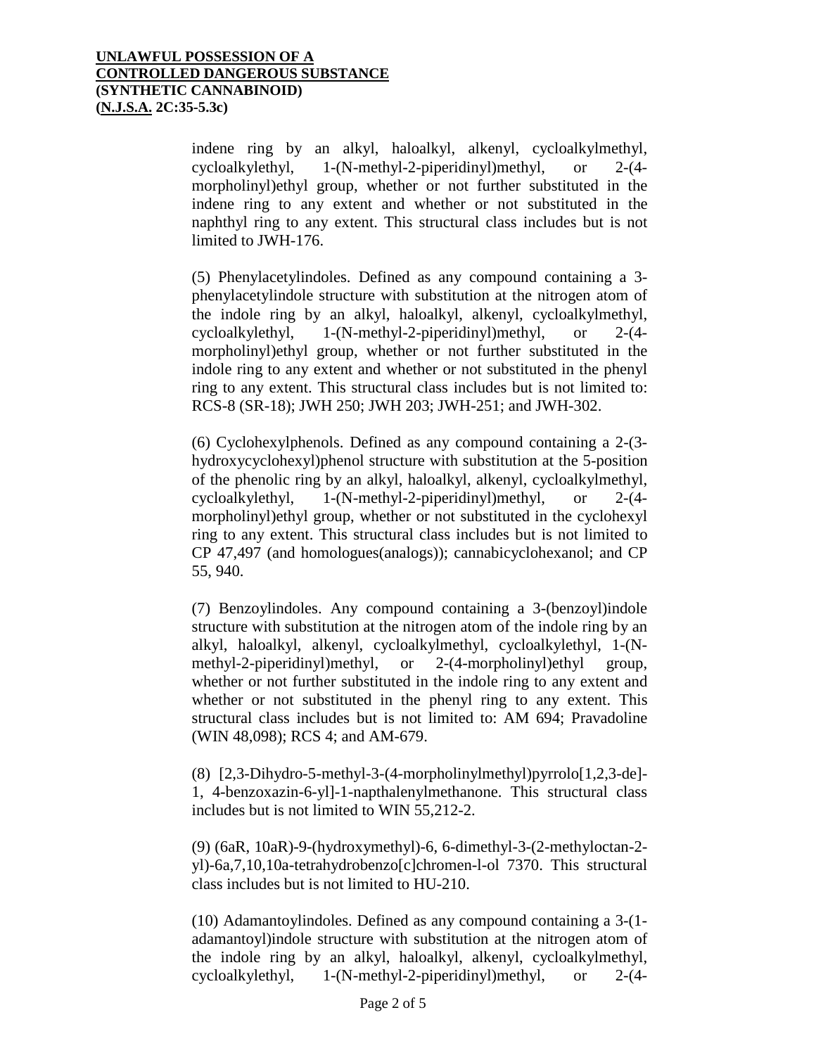indene ring by an alkyl, haloalkyl, alkenyl, cycloalkylmethyl, cycloalkylethyl, 1-(N-methyl-2-piperidinyl)methyl, or 2-(4-morpholinyl)ethyl group, whether or not further substituted in the indene ring to any extent and whether or not substituted in the naphthyl ring to any extent. This structural class includes but is not limited to JWH-176.

(5) Phenylacetylindoles. Defined as any compound containing a 3-phenylacetylindole structure with substitution at the nitrogen atom of the indole ring by an alkyl, haloalkyl, alkenyl, cycloalkylmethyl, cycloalkylethyl, 1-(N-methyl-2-piperidinyl)methyl, or 2-(4-morpholinyl)ethyl group, whether or not further substituted in the indole ring to any extent and whether or not substituted in the phenyl ring to any extent. This structural class includes but is not limited to: RCS-8 (SR-18); JWH 250; JWH 203; JWH-251; and JWH-302.

(6) Cyclohexylphenols. Defined as any compound containing a 2-(3-hydroxycyclohexyl)phenol structure with substitution at the 5-position of the phenolic ring by an alkyl, haloalkyl, alkenyl, cycloalkylmethyl, cycloalkylethyl, 1-(N-methyl-2-piperidinyl)methyl, or 2-(4-morpholinyl)ethyl group, whether or not substituted in the cyclohexyl ring to any extent. This structural class includes but is not limited to CP 47,497 (and homologues(analogs)); cannabicyclohexanol; and CP 55, 940.

(7) Benzoylindoles. Any compound containing a 3-(benzoyl)indole structure with substitution at the nitrogen atom of the indole ring by an alkyl, haloalkyl, alkenyl, cycloalkylmethyl, cycloalkylethyl, 1-(N-methyl-2-piperidinyl)methyl, or 2-(4-morpholinyl)ethyl group, whether or not further substituted in the indole ring to any extent and whether or not substituted in the phenyl ring to any extent. This structural class includes but is not limited to: AM 694; Pravadoline (WIN 48,098); RCS 4; and AM-679.

(8) [2,3-Dihydro-5-methyl-3-(4-morpholinylmethyl)pyrrolo[1,2,3-de]-1, 4-benzoxazin-6-yl]-1-napthalenylmethanone. This structural class includes but is not limited to WIN 55,212-2.

(9) (6aR, 10aR)-9-(hydroxymethyl)-6, 6-dimethyl-3-(2-methyloctan-2-yl)-6a,7,10,10a-tetrahydrobenzo[c]chromen-l-ol 7370. This structural class includes but is not limited to HU-210.

(10) Adamantoylindoles. Defined as any compound containing a 3-(1-adamantoyl)indole structure with substitution at the nitrogen atom of the indole ring by an alkyl, haloalkyl, alkenyl, cycloalkylmethyl, cycloalkylethyl, 1-(N-methyl-2-piperidinyl)methyl, or 2-(4-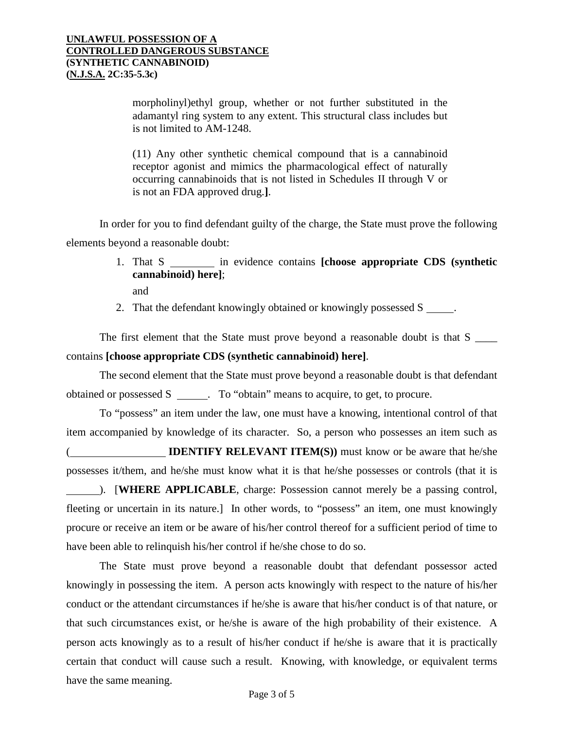morpholinyl)ethyl group, whether or not further substituted in the adamantyl ring system to any extent. This structural class includes but is not limited to AM-1248.

(11) Any other synthetic chemical compound that is a cannabinoid receptor agonist and mimics the pharmacological effect of naturally occurring cannabinoids that is not listed in Schedules II through V or is not an FDA approved drug.**]**.

In order for you to find defendant guilty of the charge, the State must prove the following elements beyond a reasonable doubt:

1. That S ________ in evidence contains **[choose appropriate CDS (synthetic cannabinoid) here]**;

   and

2. That the defendant knowingly obtained or knowingly possessed S _____.

The first element that the State must prove beyond a reasonable doubt is that S ____ contains **[choose appropriate CDS (synthetic cannabinoid) here]**.

The second element that the State must prove beyond a reasonable doubt is that defendant obtained or possessed S ______. To "obtain" means to acquire, to get, to procure.

To "possess" an item under the law, one must have a knowing, intentional control of that item accompanied by knowledge of its character. So, a person who possesses an item such as (_________________ **IDENTIFY RELEVANT ITEM(S))** must know or be aware that he/she possesses it/them, and he/she must know what it is that he/she possesses or controls (that it is ______). [**WHERE APPLICABLE**, charge: Possession cannot merely be a passing control, fleeting or uncertain in its nature.] In other words, to "possess" an item, one must knowingly procure or receive an item or be aware of his/her control thereof for a sufficient period of time to have been able to relinquish his/her control if he/she chose to do so.

The State must prove beyond a reasonable doubt that defendant possessor acted knowingly in possessing the item. A person acts knowingly with respect to the nature of his/her conduct or the attendant circumstances if he/she is aware that his/her conduct is of that nature, or that such circumstances exist, or he/she is aware of the high probability of their existence. A person acts knowingly as to a result of his/her conduct if he/she is aware that it is practically certain that conduct will cause such a result. Knowing, with knowledge, or equivalent terms have the same meaning.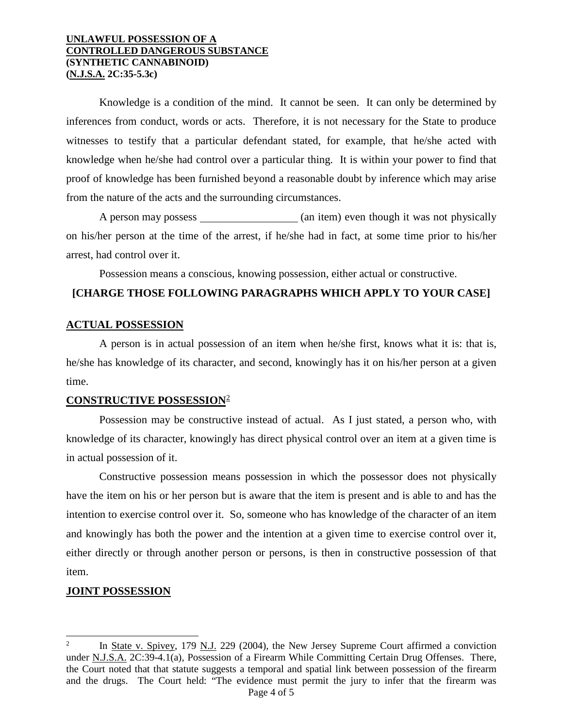**UNLAWFUL POSSESSION OF A CONTROLLED DANGEROUS SUBSTANCE (SYNTHETIC CANNABINOID) (N.J.S.A. 2C:35-5.3c)**

Knowledge is a condition of the mind. It cannot be seen. It can only be determined by inferences from conduct, words or acts. Therefore, it is not necessary for the State to produce witnesses to testify that a particular defendant stated, for example, that he/she acted with knowledge when he/she had control over a particular thing. It is within your power to find that proof of knowledge has been furnished beyond a reasonable doubt by inference which may arise from the nature of the acts and the surrounding circumstances.

A person may possess __________________ (an item) even though it was not physically on his/her person at the time of the arrest, if he/she had in fact, at some time prior to his/her arrest, had control over it.

Possession means a conscious, knowing possession, either actual or constructive.

**[CHARGE THOSE FOLLOWING PARAGRAPHS WHICH APPLY TO YOUR CASE]**

**ACTUAL POSSESSION**

A person is in actual possession of an item when he/she first, knows what it is: that is, he/she has knowledge of its character, and second, knowingly has it on his/her person at a given time.

**CONSTRUCTIVE POSSESSION**[2]

Possession may be constructive instead of actual. As I just stated, a person who, with knowledge of its character, knowingly has direct physical control over an item at a given time is in actual possession of it.

Constructive possession means possession in which the possessor does not physically have the item on his or her person but is aware that the item is present and is able to and has the intention to exercise control over it. So, someone who has knowledge of the character of an item and knowingly has both the power and the intention at a given time to exercise control over it, either directly or through another person or persons, is then in constructive possession of that item.

**JOINT POSSESSION**

---

[2] In State v. Spivey, 179 N.J. 229 (2004), the New Jersey Supreme Court affirmed a conviction under N.J.S.A. 2C:39-4.1(a), Possession of a Firearm While Committing Certain Drug Offenses. There, the Court noted that that statute suggests a temporal and spatial link between possession of the firearm and the drugs. The Court held: "The evidence must permit the jury to infer that the firearm was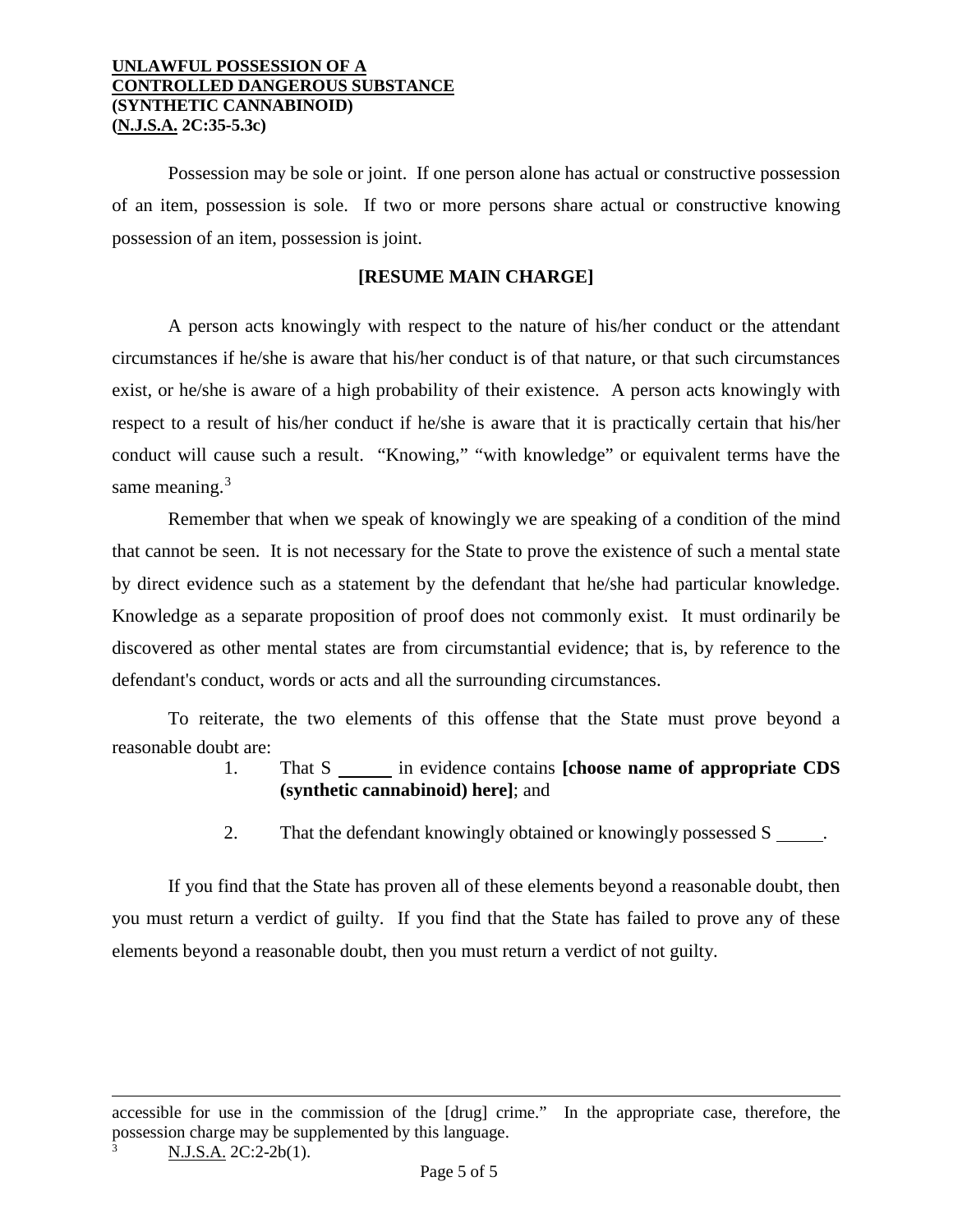Possession may be sole or joint. If one person alone has actual or constructive possession of an item, possession is sole. If two or more persons share actual or constructive knowing possession of an item, possession is joint.

**[RESUME MAIN CHARGE]**

A person acts knowingly with respect to the nature of his/her conduct or the attendant circumstances if he/she is aware that his/her conduct is of that nature, or that such circumstances exist, or he/she is aware of a high probability of their existence. A person acts knowingly with respect to a result of his/her conduct if he/she is aware that it is practically certain that his/her conduct will cause such a result. "Knowing," "with knowledge" or equivalent terms have the same meaning.[3]

Remember that when we speak of knowingly we are speaking of a condition of the mind that cannot be seen. It is not necessary for the State to prove the existence of such a mental state by direct evidence such as a statement by the defendant that he/she had particular knowledge. Knowledge as a separate proposition of proof does not commonly exist. It must ordinarily be discovered as other mental states are from circumstantial evidence; that is, by reference to the defendant's conduct, words or acts and all the surrounding circumstances.

To reiterate, the two elements of this offense that the State must prove beyond a reasonable doubt are:

1. That S ______ in evidence contains **[choose name of appropriate CDS (synthetic cannabinoid) here]**; and

2. That the defendant knowingly obtained or knowingly possessed S _____.

If you find that the State has proven all of these elements beyond a reasonable doubt, then you must return a verdict of guilty. If you find that the State has failed to prove any of these elements beyond a reasonable doubt, then you must return a verdict of not guilty.

---

accessible for use in the commission of the [drug] crime." In the appropriate case, therefore, the possession charge may be supplemented by this language.

[3] N.J.S.A. 2C:2-2b(1).